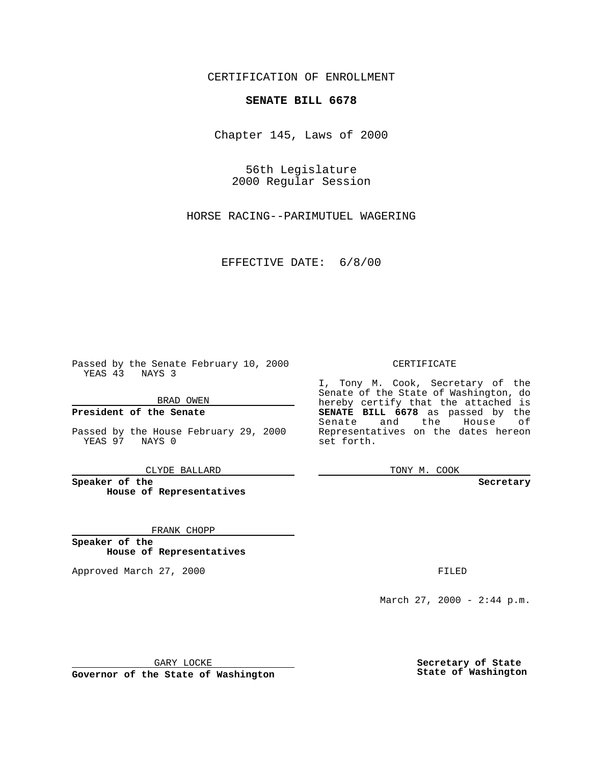CERTIFICATION OF ENROLLMENT

**SENATE BILL 6678**

Chapter 145, Laws of 2000

56th Legislature
2000 Regular Session

HORSE RACING--PARIMUTUEL WAGERING

EFFECTIVE DATE: 6/8/00

Passed by the Senate February 10, 2000
YEAS 43 NAYS 3

BRAD OWEN

**President of the Senate**

Passed by the House February 29, 2000
YEAS 97 NAYS 0

CLYDE BALLARD

**Speaker of the House of Representatives**

FRANK CHOPP

**Speaker of the House of Representatives**

Approved March 27, 2000

GARY LOCKE

**Governor of the State of Washington**

CERTIFICATE

I, Tony M. Cook, Secretary of the Senate of the State of Washington, do hereby certify that the attached is **SENATE BILL 6678** as passed by the Senate and the House of Representatives on the dates hereon set forth.

TONY M. COOK

**Secretary**

FILED

March 27, 2000 - 2:44 p.m.

**Secretary of State**
**State of Washington**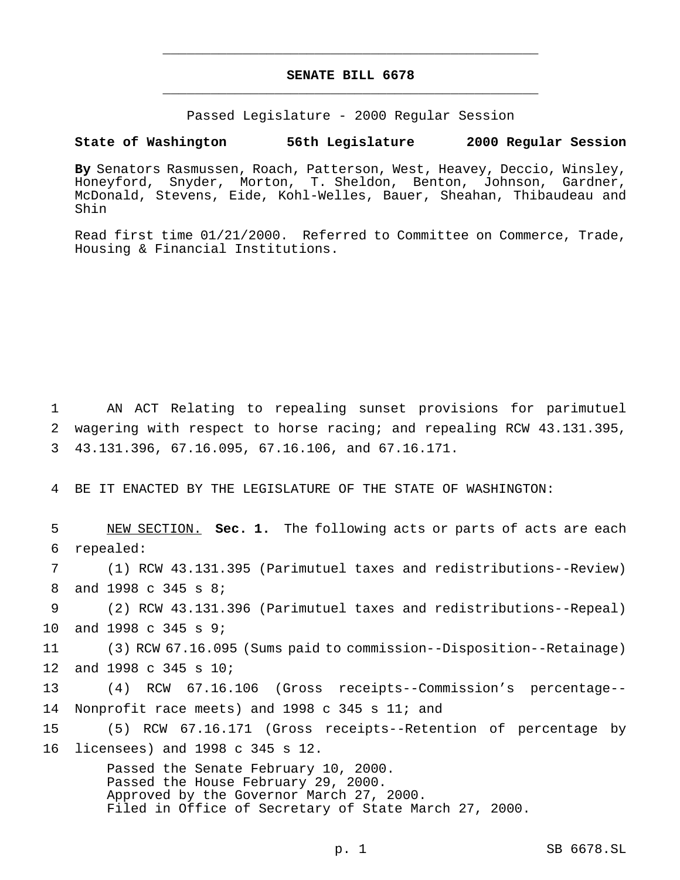# SENATE BILL 6678

Passed Legislature - 2000 Regular Session

**State of Washington 56th Legislature 2000 Regular Session**

**By** Senators Rasmussen, Roach, Patterson, West, Heavey, Deccio, Winsley, Honeyford, Snyder, Morton, T. Sheldon, Benton, Johnson, Gardner, McDonald, Stevens, Eide, Kohl-Welles, Bauer, Sheahan, Thibaudeau and Shin

Read first time 01/21/2000. Referred to Committee on Commerce, Trade, Housing & Financial Institutions.

AN ACT Relating to repealing sunset provisions for parimutuel wagering with respect to horse racing; and repealing RCW 43.131.395, 43.131.396, 67.16.095, 67.16.106, and 67.16.171.

BE IT ENACTED BY THE LEGISLATURE OF THE STATE OF WASHINGTON:

NEW SECTION. **Sec. 1.** The following acts or parts of acts are each repealed:

(1) RCW 43.131.395 (Parimutuel taxes and redistributions--Review) and 1998 c 345 s 8;

(2) RCW 43.131.396 (Parimutuel taxes and redistributions--Repeal) and 1998 c 345 s 9;

(3) RCW 67.16.095 (Sums paid to commission--Disposition--Retainage) and 1998 c 345 s 10;

(4) RCW 67.16.106 (Gross receipts--Commission's percentage--Nonprofit race meets) and 1998 c 345 s 11; and

(5) RCW 67.16.171 (Gross receipts--Retention of percentage by licensees) and 1998 c 345 s 12.

Passed the Senate February 10, 2000.
Passed the House February 29, 2000.
Approved by the Governor March 27, 2000.
Filed in Office of Secretary of State March 27, 2000.